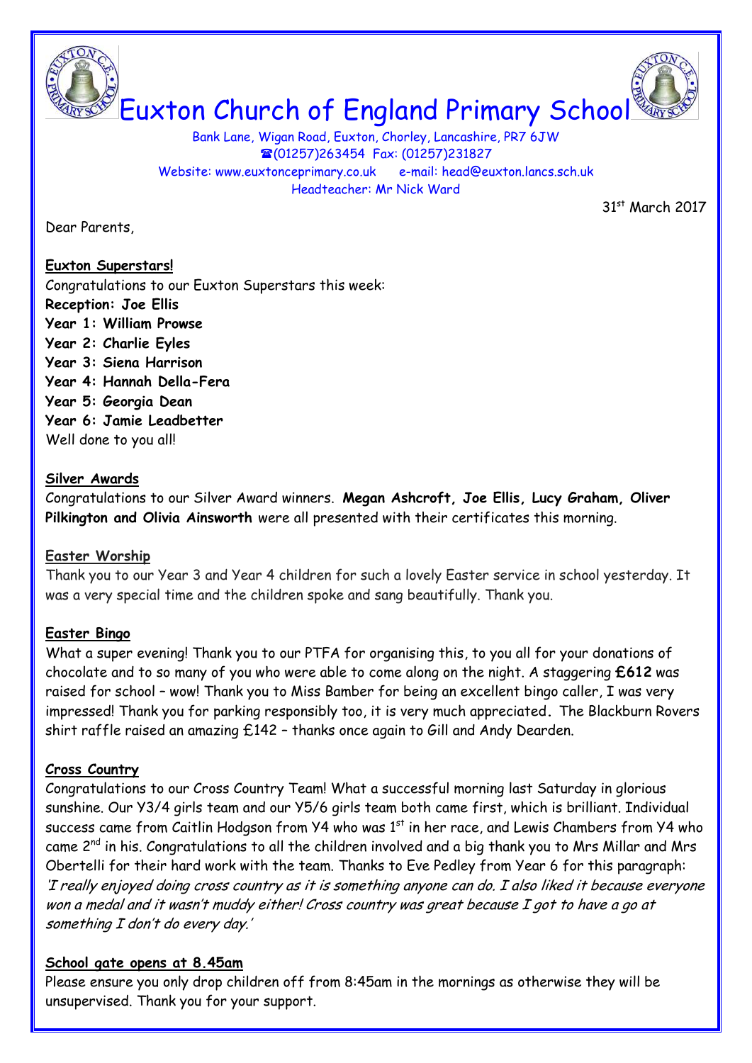# Euxton Church of England Primary School

Bank Lane, Wigan Road, Euxton, Chorley, Lancashire, PR7 6JW
☎(01257)263454 Fax: (01257)231827
Website: www.euxtonceprimary.co.uk e-mail: head@euxton.lancs.sch.uk
Headteacher: Mr Nick Ward

31st March 2017

Dear Parents,

**Euxton Superstars!**

Congratulations to our Euxton Superstars this week:
**Reception: Joe Ellis**
**Year 1: William Prowse**
**Year 2: Charlie Eyles**
**Year 3: Siena Harrison**
**Year 4: Hannah Della-Fera**
**Year 5: Georgia Dean**
**Year 6: Jamie Leadbetter**
Well done to you all!

**Silver Awards**

Congratulations to our Silver Award winners. **Megan Ashcroft, Joe Ellis, Lucy Graham, Oliver Pilkington and Olivia Ainsworth** were all presented with their certificates this morning.

**Easter Worship**

Thank you to our Year 3 and Year 4 children for such a lovely Easter service in school yesterday. It was a very special time and the children spoke and sang beautifully. Thank you.

**Easter Bingo**

What a super evening! Thank you to our PTFA for organising this, to you all for your donations of chocolate and to so many of you who were able to come along on the night. A staggering **£612** was raised for school – wow! Thank you to Miss Bamber for being an excellent bingo caller, I was very impressed! Thank you for parking responsibly too, it is very much appreciated. The Blackburn Rovers shirt raffle raised an amazing £142 – thanks once again to Gill and Andy Dearden.

**Cross Country**

Congratulations to our Cross Country Team! What a successful morning last Saturday in glorious sunshine. Our Y3/4 girls team and our Y5/6 girls team both came first, which is brilliant. Individual success came from Caitlin Hodgson from Y4 who was 1st in her race, and Lewis Chambers from Y4 who came 2nd in his. Congratulations to all the children involved and a big thank you to Mrs Millar and Mrs Obertelli for their hard work with the team. Thanks to Eve Pedley from Year 6 for this paragraph: *'I really enjoyed doing cross country as it is something anyone can do. I also liked it because everyone won a medal and it wasn't muddy either! Cross country was great because I got to have a go at something I don't do every day.'*

**School gate opens at 8.45am**

Please ensure you only drop children off from 8:45am in the mornings as otherwise they will be unsupervised. Thank you for your support.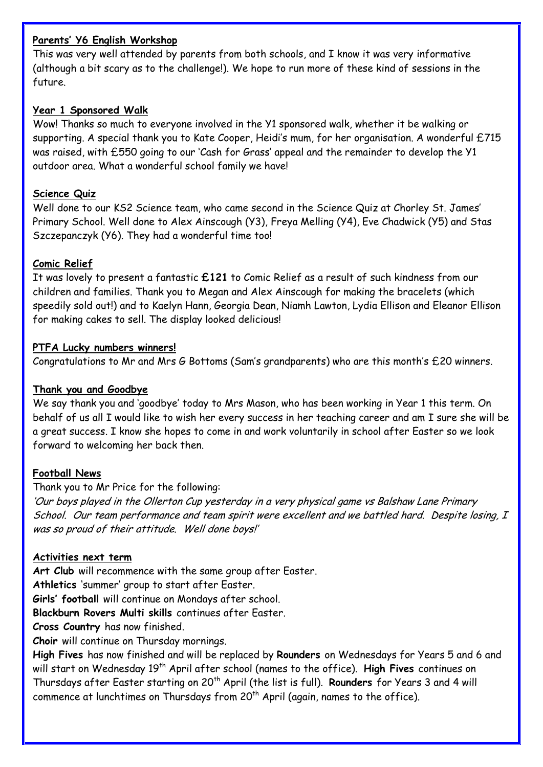**Parents' Y6 English Workshop**

This was very well attended by parents from both schools, and I know it was very informative (although a bit scary as to the challenge!). We hope to run more of these kind of sessions in the future.

**Year 1 Sponsored Walk**

Wow! Thanks so much to everyone involved in the Y1 sponsored walk, whether it be walking or supporting. A special thank you to Kate Cooper, Heidi's mum, for her organisation. A wonderful £715 was raised, with £550 going to our 'Cash for Grass' appeal and the remainder to develop the Y1 outdoor area. What a wonderful school family we have!

**Science Quiz**

Well done to our KS2 Science team, who came second in the Science Quiz at Chorley St. James' Primary School. Well done to Alex Ainscough (Y3), Freya Melling (Y4), Eve Chadwick (Y5) and Stas Szczepanczyk (Y6). They had a wonderful time too!

**Comic Relief**

It was lovely to present a fantastic **£121** to Comic Relief as a result of such kindness from our children and families. Thank you to Megan and Alex Ainscough for making the bracelets (which speedily sold out!) and to Kaelyn Hann, Georgia Dean, Niamh Lawton, Lydia Ellison and Eleanor Ellison for making cakes to sell. The display looked delicious!

**PTFA Lucky numbers winners!**

Congratulations to Mr and Mrs G Bottoms (Sam's grandparents) who are this month's £20 winners.

**Thank you and Goodbye**

We say thank you and 'goodbye' today to Mrs Mason, who has been working in Year 1 this term. On behalf of us all I would like to wish her every success in her teaching career and am I sure she will be a great success. I know she hopes to come in and work voluntarily in school after Easter so we look forward to welcoming her back then.

**Football News**

Thank you to Mr Price for the following:

*'Our boys played in the Ollerton Cup yesterday in a very physical game vs Balshaw Lane Primary School. Our team performance and team spirit were excellent and we battled hard. Despite losing, I was so proud of their attitude. Well done boys!'*

**Activities next term**

**Art Club** will recommence with the same group after Easter.
**Athletics** 'summer' group to start after Easter.
**Girls' football** will continue on Mondays after school.
**Blackburn Rovers Multi skills** continues after Easter.
**Cross Country** has now finished.
**Choir** will continue on Thursday mornings.
**High Fives** has now finished and will be replaced by **Rounders** on Wednesdays for Years 5 and 6 and will start on Wednesday 19th April after school (names to the office). **High Fives** continues on Thursdays after Easter starting on 20th April (the list is full). **Rounders** for Years 3 and 4 will commence at lunchtimes on Thursdays from 20th April (again, names to the office).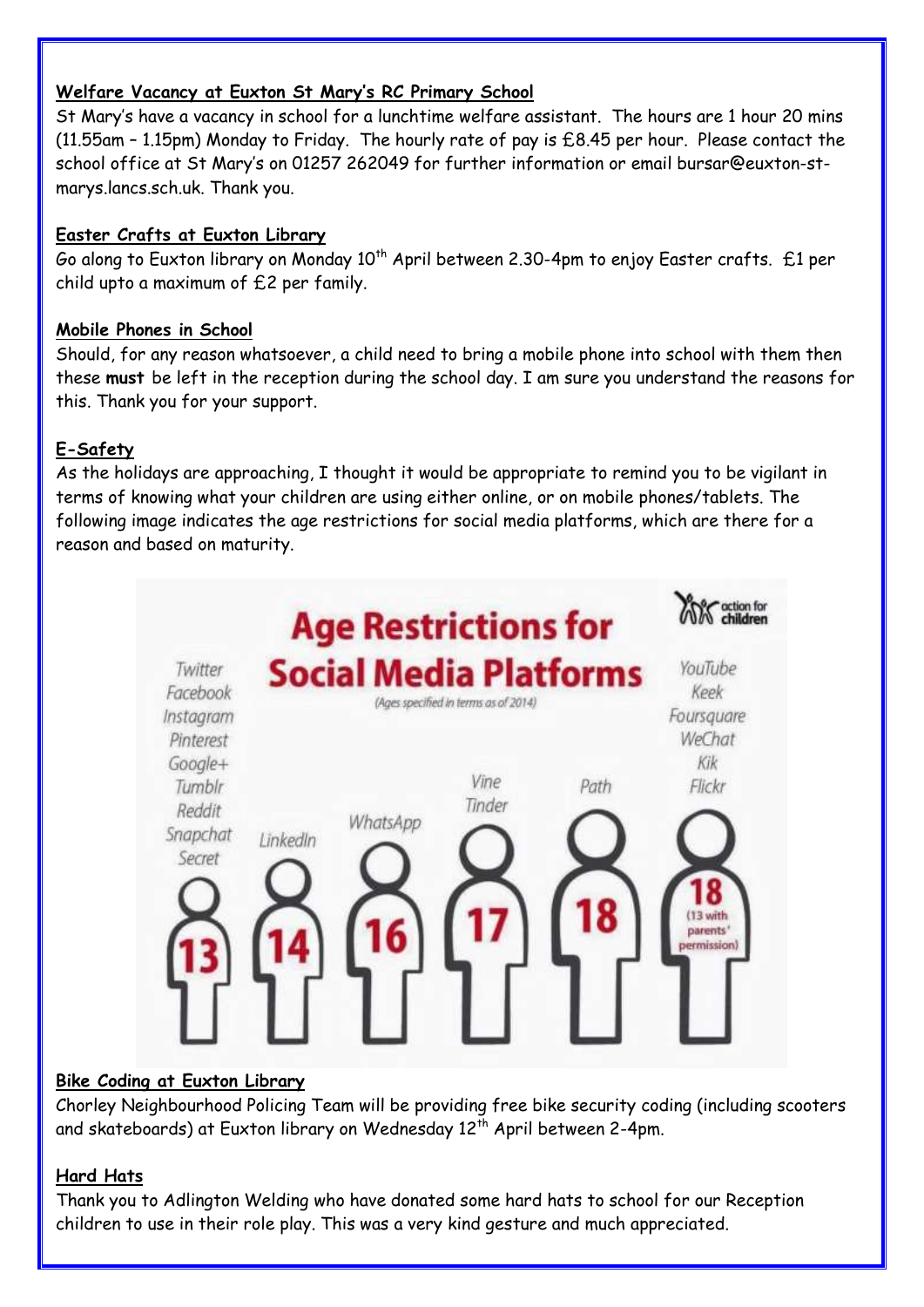**Welfare Vacancy at Euxton St Mary's RC Primary School**

St Mary's have a vacancy in school for a lunchtime welfare assistant. The hours are 1 hour 20 mins (11.55am – 1.15pm) Monday to Friday. The hourly rate of pay is £8.45 per hour. Please contact the school office at St Mary's on 01257 262049 for further information or email bursar@euxton-st-marys.lancs.sch.uk. Thank you.

**Easter Crafts at Euxton Library**

Go along to Euxton library on Monday 10th April between 2.30-4pm to enjoy Easter crafts. £1 per child upto a maximum of £2 per family.

**Mobile Phones in School**

Should, for any reason whatsoever, a child need to bring a mobile phone into school with them then these **must** be left in the reception during the school day. I am sure you understand the reasons for this. Thank you for your support.

**E-Safety**

As the holidays are approaching, I thought it would be appropriate to remind you to be vigilant in terms of knowing what your children are using either online, or on mobile phones/tablets. The following image indicates the age restrictions for social media platforms, which are there for a reason and based on maturity.

**Age Restrictions for Social Media Platforms**

(Ages specified in terms as of 2014)

action for children

- **13**: Twitter, Facebook, Instagram, Pinterest, Google+, Tumblr, Reddit, Snapchat, Secret
- **14**: LinkedIn
- **16**: WhatsApp
- **17**: Vine, Tinder
- **18**: Path
- **18 (13 with parents' permission)**: YouTube, Keek, Foursquare, WeChat, Kik, Flickr

**Bike Coding at Euxton Library**

Chorley Neighbourhood Policing Team will be providing free bike security coding (including scooters and skateboards) at Euxton library on Wednesday 12th April between 2-4pm.

**Hard Hats**

Thank you to Adlington Welding who have donated some hard hats to school for our Reception children to use in their role play. This was a very kind gesture and much appreciated.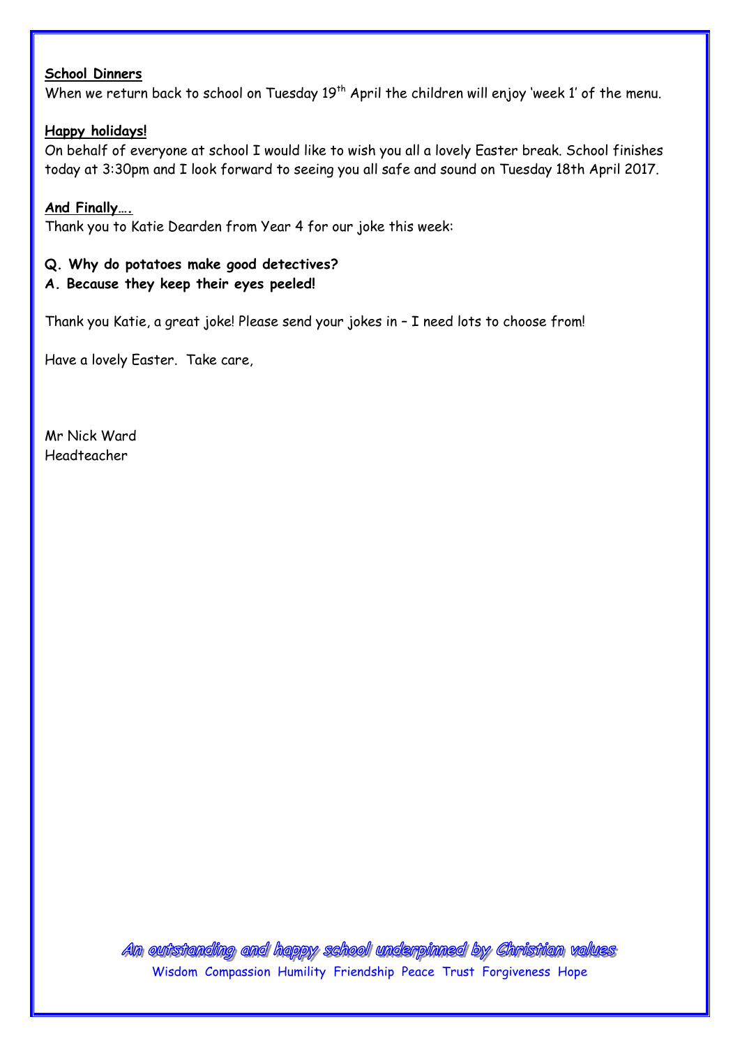**School Dinners**

When we return back to school on Tuesday 19th April the children will enjoy 'week 1' of the menu.

**Happy holidays!**

On behalf of everyone at school I would like to wish you all a lovely Easter break. School finishes today at 3:30pm and I look forward to seeing you all safe and sound on Tuesday 18th April 2017.

**And Finally….**

Thank you to Katie Dearden from Year 4 for our joke this week:

**Q. Why do potatoes make good detectives?**
**A. Because they keep their eyes peeled!**

Thank you Katie, a great joke! Please send your jokes in – I need lots to choose from!

Have a lovely Easter. Take care,

Mr Nick Ward
Headteacher

*An outstanding and happy school underpinned by Christian values*

Wisdom Compassion Humility Friendship Peace Trust Forgiveness Hope